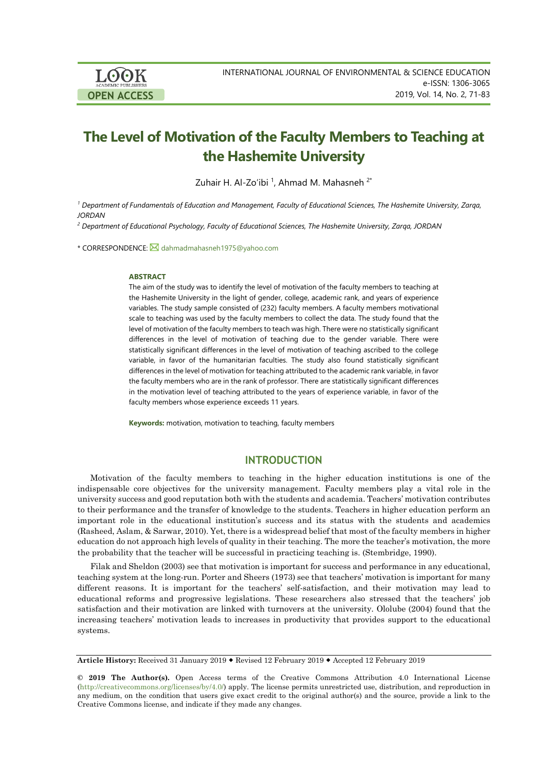# The Level of Motivation of the Faculty Members to Teaching at the Hashemite University

Zuhair H. Al-Zo'ibi [1], Ahmad M. Mahasneh [2*]

[1] *Department of Fundamentals of Education and Management, Faculty of Educational Sciences, The Hashemite University, Zarqa, JORDAN*

[2] *Department of Educational Psychology, Faculty of Educational Sciences, The Hashemite University, Zarqa, JORDAN*

* CORRESPONDENCE: dahmadmahasneh1975@yahoo.com

### ABSTRACT

The aim of the study was to identify the level of motivation of the faculty members to teaching at the Hashemite University in the light of gender, college, academic rank, and years of experience variables. The study sample consisted of (232) faculty members. A faculty members motivational scale to teaching was used by the faculty members to collect the data. The study found that the level of motivation of the faculty members to teach was high. There were no statistically significant differences in the level of motivation of teaching due to the gender variable. There were statistically significant differences in the level of motivation of teaching ascribed to the college variable, in favor of the humanitarian faculties. The study also found statistically significant differences in the level of motivation for teaching attributed to the academic rank variable, in favor the faculty members who are in the rank of professor. There are statistically significant differences in the motivation level of teaching attributed to the years of experience variable, in favor of the faculty members whose experience exceeds 11 years.

**Keywords:** motivation, motivation to teaching, faculty members

## INTRODUCTION

Motivation of the faculty members to teaching in the higher education institutions is one of the indispensable core objectives for the university management. Faculty members play a vital role in the university success and good reputation both with the students and academia. Teachers' motivation contributes to their performance and the transfer of knowledge to the students. Teachers in higher education perform an important role in the educational institution's success and its status with the students and academics (Rasheed, Aslam, & Sarwar, 2010). Yet, there is a widespread belief that most of the faculty members in higher education do not approach high levels of quality in their teaching. The more the teacher's motivation, the more the probability that the teacher will be successful in practicing teaching is. (Stembridge, 1990).

Filak and Sheldon (2003) see that motivation is important for success and performance in any educational, teaching system at the long-run. Porter and Sheers (1973) see that teachers' motivation is important for many different reasons. It is important for the teachers' self-satisfaction, and their motivation may lead to educational reforms and progressive legislations. These researchers also stressed that the teachers' job satisfaction and their motivation are linked with turnovers at the university. Ololube (2004) found that the increasing teachers' motivation leads to increases in productivity that provides support to the educational systems.

**Article History:** Received 31 January 2019 ◆ Revised 12 February 2019 ◆ Accepted 12 February 2019

**© 2019 The Author(s).** Open Access terms of the Creative Commons Attribution 4.0 International License (http://creativecommons.org/licenses/by/4.0/) apply. The license permits unrestricted use, distribution, and reproduction in any medium, on the condition that users give exact credit to the original author(s) and the source, provide a link to the Creative Commons license, and indicate if they made any changes.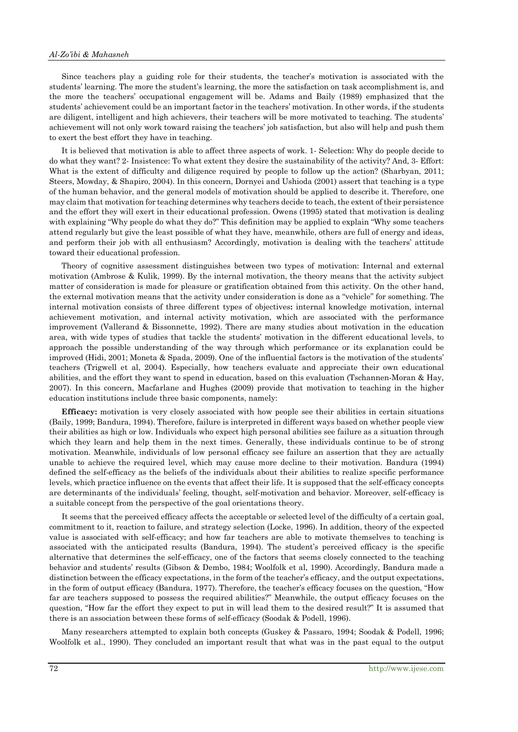Since teachers play a guiding role for their students, the teacher's motivation is associated with the students' learning. The more the student's learning, the more the satisfaction on task accomplishment is, and the more the teachers' occupational engagement will be. Adams and Baily (1989) emphasized that the students' achievement could be an important factor in the teachers' motivation. In other words, if the students are diligent, intelligent and high achievers, their teachers will be more motivated to teaching. The students' achievement will not only work toward raising the teachers' job satisfaction, but also will help and push them to exert the best effort they have in teaching.

It is believed that motivation is able to affect three aspects of work. 1- Selection: Why do people decide to do what they want? 2- Insistence: To what extent they desire the sustainability of the activity? And, 3- Effort: What is the extent of difficulty and diligence required by people to follow up the action? (Sharbyan, 2011; Steers, Mowday, & Shapiro, 2004). In this concern, Dornyei and Ushioda (2001) assert that teaching is a type of the human behavior, and the general models of motivation should be applied to describe it. Therefore, one may claim that motivation for teaching determines why teachers decide to teach, the extent of their persistence and the effort they will exert in their educational profession. Owens (1995) stated that motivation is dealing with explaining "Why people do what they do?" This definition may be applied to explain "Why some teachers attend regularly but give the least possible of what they have, meanwhile, others are full of energy and ideas, and perform their job with all enthusiasm? Accordingly, motivation is dealing with the teachers' attitude toward their educational profession.

Theory of cognitive assessment distinguishes between two types of motivation: Internal and external motivation (Ambrose & Kulik, 1999). By the internal motivation, the theory means that the activity subject matter of consideration is made for pleasure or gratification obtained from this activity. On the other hand, the external motivation means that the activity under consideration is done as a "vehicle" for something. The internal motivation consists of three different types of objectives**:** internal knowledge motivation, internal achievement motivation, and internal activity motivation, which are associated with the performance improvement (Vallerand & Bissonnette, 1992). There are many studies about motivation in the education area, with wide types of studies that tackle the students' motivation in the different educational levels, to approach the possible understanding of the way through which performance or its explanation could be improved (Hidi, 2001; Moneta & Spada, 2009). One of the influential factors is the motivation of the students' teachers (Trigwell et al, 2004). Especially, how teachers evaluate and appreciate their own educational abilities, and the effort they want to spend in education, based on this evaluation (Tschannen-Moran & Hay, 2007). In this concern, Macfarlane and Hughes (2009) provide that motivation to teaching in the higher education institutions include three basic components, namely:

**Efficacy:** motivation is very closely associated with how people see their abilities in certain situations (Baily, 1999; Bandura, 1994). Therefore, failure is interpreted in different ways based on whether people view their abilities as high or low. Individuals who expect high personal abilities see failure as a situation through which they learn and help them in the next times. Generally, these individuals continue to be of strong motivation. Meanwhile, individuals of low personal efficacy see failure an assertion that they are actually unable to achieve the required level, which may cause more decline to their motivation. Bandura (1994) defined the self-efficacy as the beliefs of the individuals about their abilities to realize specific performance levels, which practice influence on the events that affect their life. It is supposed that the self-efficacy concepts are determinants of the individuals' feeling, thought, self-motivation and behavior. Moreover, self-efficacy is a suitable concept from the perspective of the goal orientations theory.

It seems that the perceived efficacy affects the acceptable or selected level of the difficulty of a certain goal, commitment to it, reaction to failure, and strategy selection (Locke, 1996). In addition, theory of the expected value is associated with self-efficacy; and how far teachers are able to motivate themselves to teaching is associated with the anticipated results (Bandura, 1994). The student's perceived efficacy is the specific alternative that determines the self-efficacy, one of the factors that seems closely connected to the teaching behavior and students' results (Gibson & Dembo, 1984; Woolfolk et al, 1990). Accordingly, Bandura made a distinction between the efficacy expectations, in the form of the teacher's efficacy, and the output expectations, in the form of output efficacy (Bandura, 1977). Therefore, the teacher's efficacy focuses on the question, "How far are teachers supposed to possess the required abilities?" Meanwhile, the output efficacy focuses on the question, "How far the effort they expect to put in will lead them to the desired result?" It is assumed that there is an association between these forms of self-efficacy (Soodak & Podell, 1996).

Many researchers attempted to explain both concepts (Guskey & Passaro, 1994; Soodak & Podell, 1996; Woolfolk et al., 1990). They concluded an important result that what was in the past equal to the output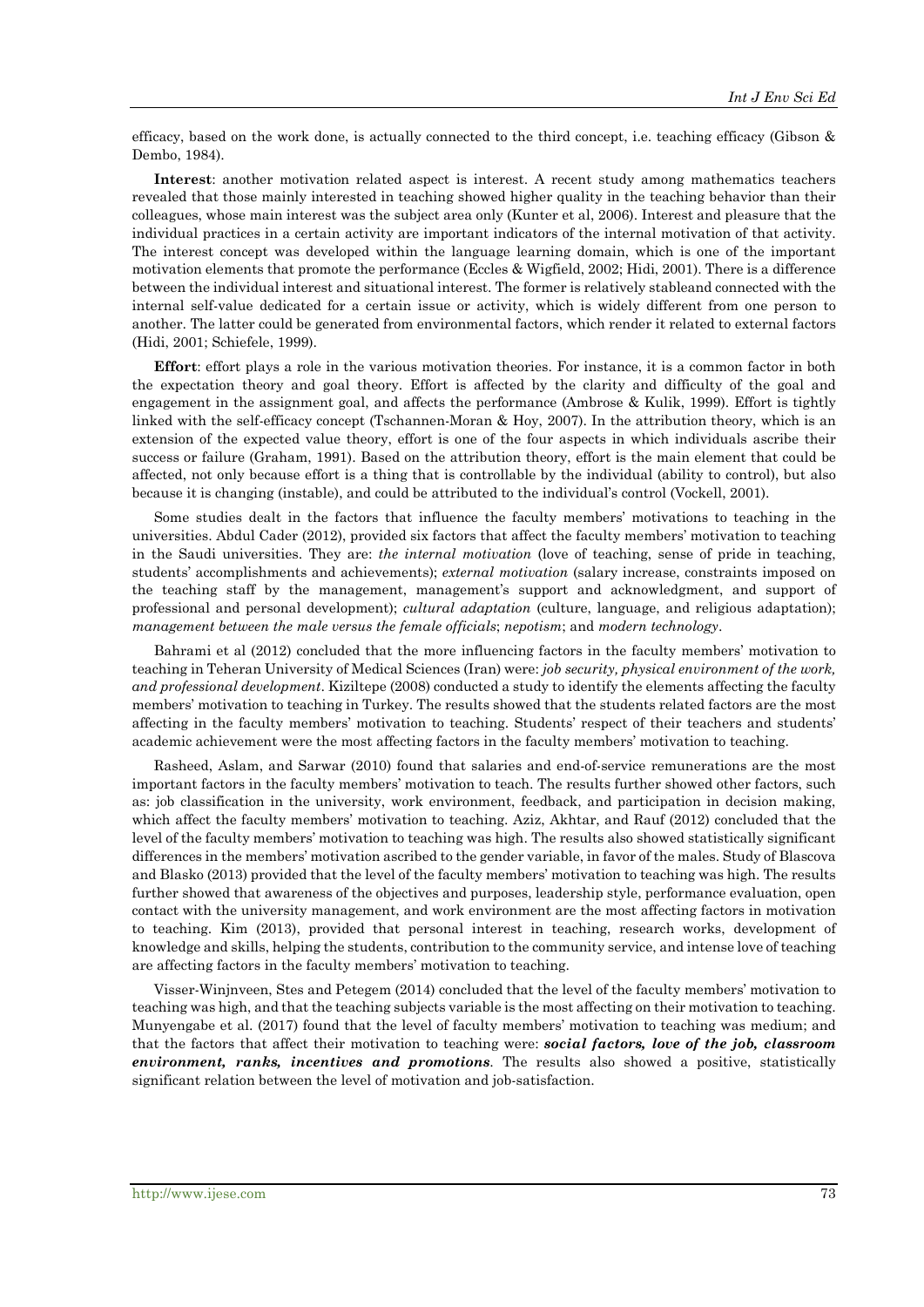efficacy, based on the work done, is actually connected to the third concept, i.e. teaching efficacy (Gibson & Dembo, 1984).

**Interest**: another motivation related aspect is interest. A recent study among mathematics teachers revealed that those mainly interested in teaching showed higher quality in the teaching behavior than their colleagues, whose main interest was the subject area only (Kunter et al, 2006). Interest and pleasure that the individual practices in a certain activity are important indicators of the internal motivation of that activity. The interest concept was developed within the language learning domain, which is one of the important motivation elements that promote the performance (Eccles & Wigfield, 2002; Hidi, 2001). There is a difference between the individual interest and situational interest. The former is relatively stableand connected with the internal self-value dedicated for a certain issue or activity, which is widely different from one person to another. The latter could be generated from environmental factors, which render it related to external factors (Hidi, 2001; Schiefele, 1999).

**Effort**: effort plays a role in the various motivation theories. For instance, it is a common factor in both the expectation theory and goal theory. Effort is affected by the clarity and difficulty of the goal and engagement in the assignment goal, and affects the performance (Ambrose & Kulik, 1999). Effort is tightly linked with the self-efficacy concept (Tschannen-Moran & Hoy, 2007). In the attribution theory, which is an extension of the expected value theory, effort is one of the four aspects in which individuals ascribe their success or failure (Graham, 1991). Based on the attribution theory, effort is the main element that could be affected, not only because effort is a thing that is controllable by the individual (ability to control), but also because it is changing (instable), and could be attributed to the individual's control (Vockell, 2001).

Some studies dealt in the factors that influence the faculty members' motivations to teaching in the universities. Abdul Cader (2012), provided six factors that affect the faculty members' motivation to teaching in the Saudi universities. They are: *the internal motivation* (love of teaching, sense of pride in teaching, students' accomplishments and achievements); *external motivation* (salary increase, constraints imposed on the teaching staff by the management, management's support and acknowledgment, and support of professional and personal development); *cultural adaptation* (culture, language, and religious adaptation); *management between the male versus the female officials*; *nepotism*; and *modern technology*.

Bahrami et al (2012) concluded that the more influencing factors in the faculty members' motivation to teaching in Teheran University of Medical Sciences (Iran) were: *job security, physical environment of the work, and professional development*. Kiziltepe (2008) conducted a study to identify the elements affecting the faculty members' motivation to teaching in Turkey. The results showed that the students related factors are the most affecting in the faculty members' motivation to teaching. Students' respect of their teachers and students' academic achievement were the most affecting factors in the faculty members' motivation to teaching.

Rasheed, Aslam, and Sarwar (2010) found that salaries and end-of-service remunerations are the most important factors in the faculty members' motivation to teach. The results further showed other factors, such as: job classification in the university, work environment, feedback, and participation in decision making, which affect the faculty members' motivation to teaching. Aziz, Akhtar, and Rauf (2012) concluded that the level of the faculty members' motivation to teaching was high. The results also showed statistically significant differences in the members' motivation ascribed to the gender variable, in favor of the males. Study of Blascova and Blasko (2013) provided that the level of the faculty members' motivation to teaching was high. The results further showed that awareness of the objectives and purposes, leadership style, performance evaluation, open contact with the university management, and work environment are the most affecting factors in motivation to teaching. Kim (2013), provided that personal interest in teaching, research works, development of knowledge and skills, helping the students, contribution to the community service, and intense love of teaching are affecting factors in the faculty members' motivation to teaching.

Visser-Winjnveen, Stes and Petegem (2014) concluded that the level of the faculty members' motivation to teaching was high, and that the teaching subjects variable is the most affecting on their motivation to teaching. Munyengabe et al. (2017) found that the level of faculty members' motivation to teaching was medium; and that the factors that affect their motivation to teaching were: ***social factors, love of the job, classroom environment, ranks, incentives and promotions***. The results also showed a positive, statistically significant relation between the level of motivation and job-satisfaction.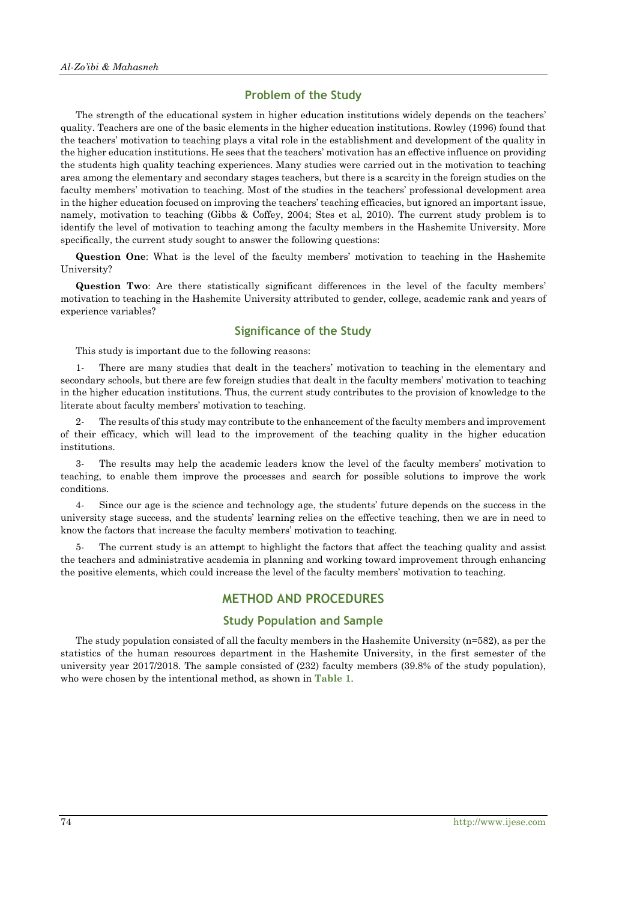## Problem of the Study

The strength of the educational system in higher education institutions widely depends on the teachers' quality. Teachers are one of the basic elements in the higher education institutions. Rowley (1996) found that the teachers' motivation to teaching plays a vital role in the establishment and development of the quality in the higher education institutions. He sees that the teachers' motivation has an effective influence on providing the students high quality teaching experiences. Many studies were carried out in the motivation to teaching area among the elementary and secondary stages teachers, but there is a scarcity in the foreign studies on the faculty members' motivation to teaching. Most of the studies in the teachers' professional development area in the higher education focused on improving the teachers' teaching efficacies, but ignored an important issue, namely, motivation to teaching (Gibbs & Coffey, 2004; Stes et al, 2010). The current study problem is to identify the level of motivation to teaching among the faculty members in the Hashemite University. More specifically, the current study sought to answer the following questions:

**Question One**: What is the level of the faculty members' motivation to teaching in the Hashemite University?

**Question Two**: Are there statistically significant differences in the level of the faculty members' motivation to teaching in the Hashemite University attributed to gender, college, academic rank and years of experience variables?

## Significance of the Study

This study is important due to the following reasons:

1- There are many studies that dealt in the teachers' motivation to teaching in the elementary and secondary schools, but there are few foreign studies that dealt in the faculty members' motivation to teaching in the higher education institutions. Thus, the current study contributes to the provision of knowledge to the literate about faculty members' motivation to teaching.

2- The results of this study may contribute to the enhancement of the faculty members and improvement of their efficacy, which will lead to the improvement of the teaching quality in the higher education institutions.

3- The results may help the academic leaders know the level of the faculty members' motivation to teaching, to enable them improve the processes and search for possible solutions to improve the work conditions.

4- Since our age is the science and technology age, the students' future depends on the success in the university stage success, and the students' learning relies on the effective teaching, then we are in need to know the factors that increase the faculty members' motivation to teaching.

5- The current study is an attempt to highlight the factors that affect the teaching quality and assist the teachers and administrative academia in planning and working toward improvement through enhancing the positive elements, which could increase the level of the faculty members' motivation to teaching.

# METHOD AND PROCEDURES

## Study Population and Sample

The study population consisted of all the faculty members in the Hashemite University (n=582), as per the statistics of the human resources department in the Hashemite University, in the first semester of the university year 2017/2018. The sample consisted of (232) faculty members (39.8% of the study population), who were chosen by the intentional method, as shown in **Table 1**.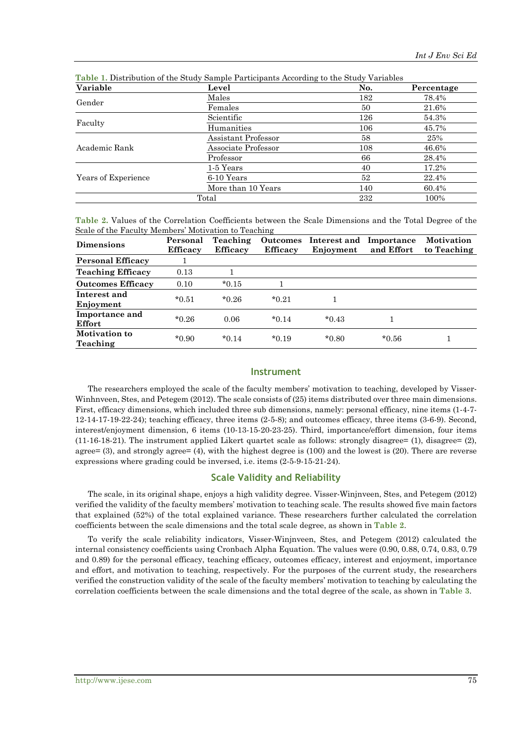**Table 1.** Distribution of the Study Sample Participants According to the Study Variables

| Variable | Level | No. | Percentage |
|---|---|---|---|
| Gender | Males | 182 | 78.4% |
| | Females | 50 | 21.6% |
| Faculty | Scientific | 126 | 54.3% |
| | Humanities | 106 | 45.7% |
| Academic Rank | Assistant Professor | 58 | 25% |
| | Associate Professor | 108 | 46.6% |
| | Professor | 66 | 28.4% |
| Years of Experience | 1-5 Years | 40 | 17.2% |
| | 6-10 Years | 52 | 22.4% |
| | More than 10 Years | 140 | 60.4% |
| Total | | 232 | 100% |

**Table 2.** Values of the Correlation Coefficients between the Scale Dimensions and the Total Degree of the Scale of the Faculty Members' Motivation to Teaching

| Dimensions | Personal Efficacy | Teaching Efficacy | Outcomes Efficacy | Interest and Enjoyment | Importance and Effort | Motivation to Teaching |
|---|---|---|---|---|---|---|
| **Personal Efficacy** | 1 | | | | | |
| **Teaching Efficacy** | 0.13 | 1 | | | | |
| **Outcomes Efficacy** | 0.10 | *0.15 | 1 | | | |
| **Interest and Enjoyment** | *0.51 | *0.26 | *0.21 | 1 | | |
| **Importance and Effort** | *0.26 | 0.06 | *0.14 | *0.43 | 1 | |
| **Motivation to Teaching** | *0.90 | *0.14 | *0.19 | *0.80 | *0.56 | 1 |

## Instrument

The researchers employed the scale of the faculty members' motivation to teaching, developed by Visser-Winhnveen, Stes, and Petegem (2012). The scale consists of (25) items distributed over three main dimensions. First, efficacy dimensions, which included three sub dimensions, namely: personal efficacy, nine items (1-4-7-12-14-17-19-22-24); teaching efficacy, three items (2-5-8); and outcomes efficacy, three items (3-6-9). Second, interest/enjoyment dimension, 6 items (10-13-15-20-23-25). Third, importance/effort dimension, four items (11-16-18-21). The instrument applied Likert quartet scale as follows: strongly disagree= (1), disagree= (2), agree= (3), and strongly agree= (4), with the highest degree is (100) and the lowest is (20). There are reverse expressions where grading could be inversed, i.e. items (2-5-9-15-21-24).

## Scale Validity and Reliability

The scale, in its original shape, enjoys a high validity degree. Visser-Winjnveen, Stes, and Petegem (2012) verified the validity of the faculty members' motivation to teaching scale. The results showed five main factors that explained (52%) of the total explained variance. These researchers further calculated the correlation coefficients between the scale dimensions and the total scale degree, as shown in **Table 2**.

To verify the scale reliability indicators, Visser-Winjnveen, Stes, and Petegem (2012) calculated the internal consistency coefficients using Cronbach Alpha Equation. The values were (0.90, 0.88, 0.74, 0.83, 0.79 and 0.89) for the personal efficacy, teaching efficacy, outcomes efficacy, interest and enjoyment, importance and effort, and motivation to teaching, respectively. For the purposes of the current study, the researchers verified the construction validity of the scale of the faculty members' motivation to teaching by calculating the correlation coefficients between the scale dimensions and the total degree of the scale, as shown in **Table 3**.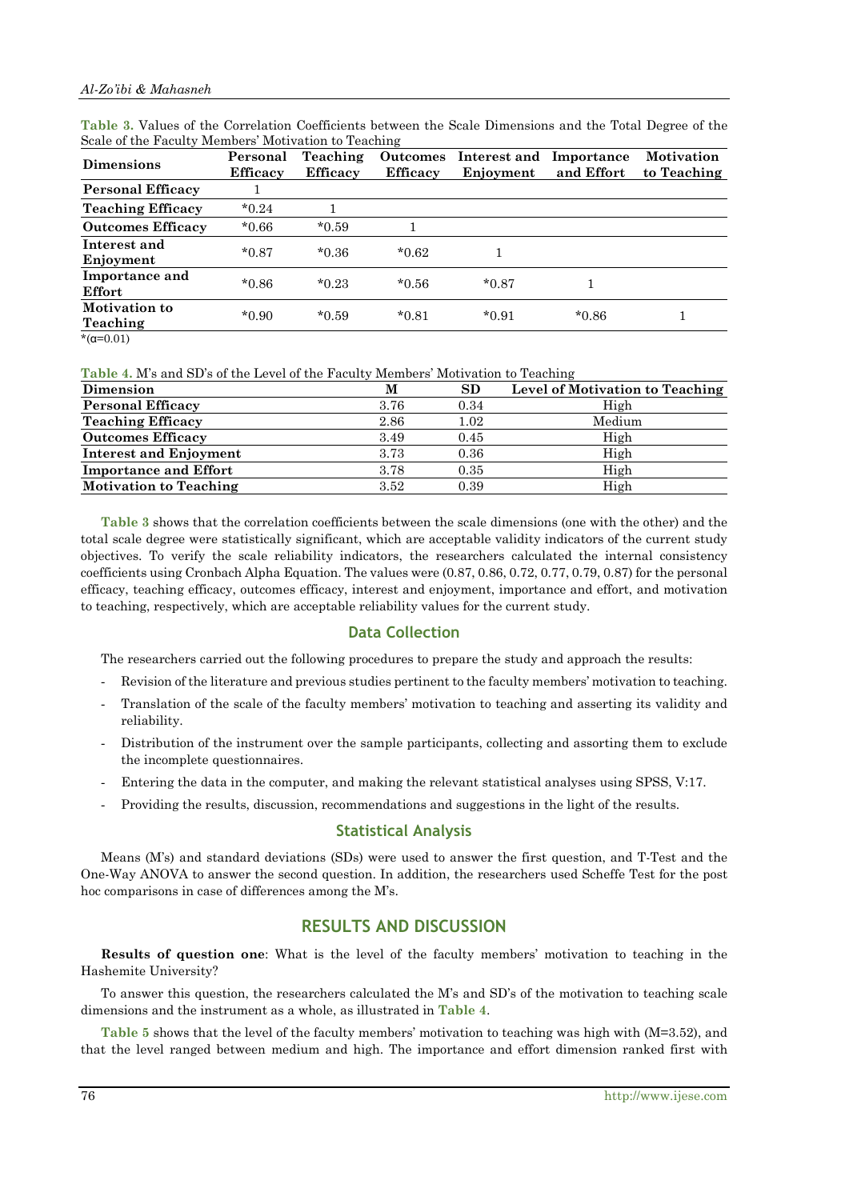**Table 3.** Values of the Correlation Coefficients between the Scale Dimensions and the Total Degree of the Scale of the Faculty Members' Motivation to Teaching

| Dimensions | Personal Efficacy | Teaching Efficacy | Outcomes Efficacy | Interest and Enjoyment | Importance and Effort | Motivation to Teaching |
|---|---|---|---|---|---|---|
| **Personal Efficacy** | 1 | | | | | |
| **Teaching Efficacy** | *0.24 | 1 | | | | |
| **Outcomes Efficacy** | *0.66 | *0.59 | 1 | | | |
| **Interest and Enjoyment** | *0.87 | *0.36 | *0.62 | 1 | | |
| **Importance and Effort** | *0.86 | *0.23 | *0.56 | *0.87 | 1 | |
| **Motivation to Teaching** | *0.90 | *0.59 | *0.81 | *0.91 | *0.86 | 1 |

*(α=0.01)

**Table 4.** M's and SD's of the Level of the Faculty Members' Motivation to Teaching

| Dimension | M | SD | Level of Motivation to Teaching |
|---|---|---|---|
| **Personal Efficacy** | 3.76 | 0.34 | High |
| **Teaching Efficacy** | 2.86 | 1.02 | Medium |
| **Outcomes Efficacy** | 3.49 | 0.45 | High |
| **Interest and Enjoyment** | 3.73 | 0.36 | High |
| **Importance and Effort** | 3.78 | 0.35 | High |
| **Motivation to Teaching** | 3.52 | 0.39 | High |

**Table 3** shows that the correlation coefficients between the scale dimensions (one with the other) and the total scale degree were statistically significant, which are acceptable validity indicators of the current study objectives. To verify the scale reliability indicators, the researchers calculated the internal consistency coefficients using Cronbach Alpha Equation. The values were (0.87, 0.86, 0.72, 0.77, 0.79, 0.87) for the personal efficacy, teaching efficacy, outcomes efficacy, interest and enjoyment, importance and effort, and motivation to teaching, respectively, which are acceptable reliability values for the current study.

## Data Collection

The researchers carried out the following procedures to prepare the study and approach the results:

- Revision of the literature and previous studies pertinent to the faculty members' motivation to teaching.
- Translation of the scale of the faculty members' motivation to teaching and asserting its validity and reliability.
- Distribution of the instrument over the sample participants, collecting and assorting them to exclude the incomplete questionnaires.
- Entering the data in the computer, and making the relevant statistical analyses using SPSS, V:17.
- Providing the results, discussion, recommendations and suggestions in the light of the results.

## Statistical Analysis

Means (M's) and standard deviations (SDs) were used to answer the first question, and T-Test and the One-Way ANOVA to answer the second question. In addition, the researchers used Scheffe Test for the post hoc comparisons in case of differences among the M's.

# RESULTS AND DISCUSSION

**Results of question one**: What is the level of the faculty members' motivation to teaching in the Hashemite University?

To answer this question, the researchers calculated the M's and SD's of the motivation to teaching scale dimensions and the instrument as a whole, as illustrated in **Table 4**.

**Table 5** shows that the level of the faculty members' motivation to teaching was high with (M=3.52), and that the level ranged between medium and high. The importance and effort dimension ranked first with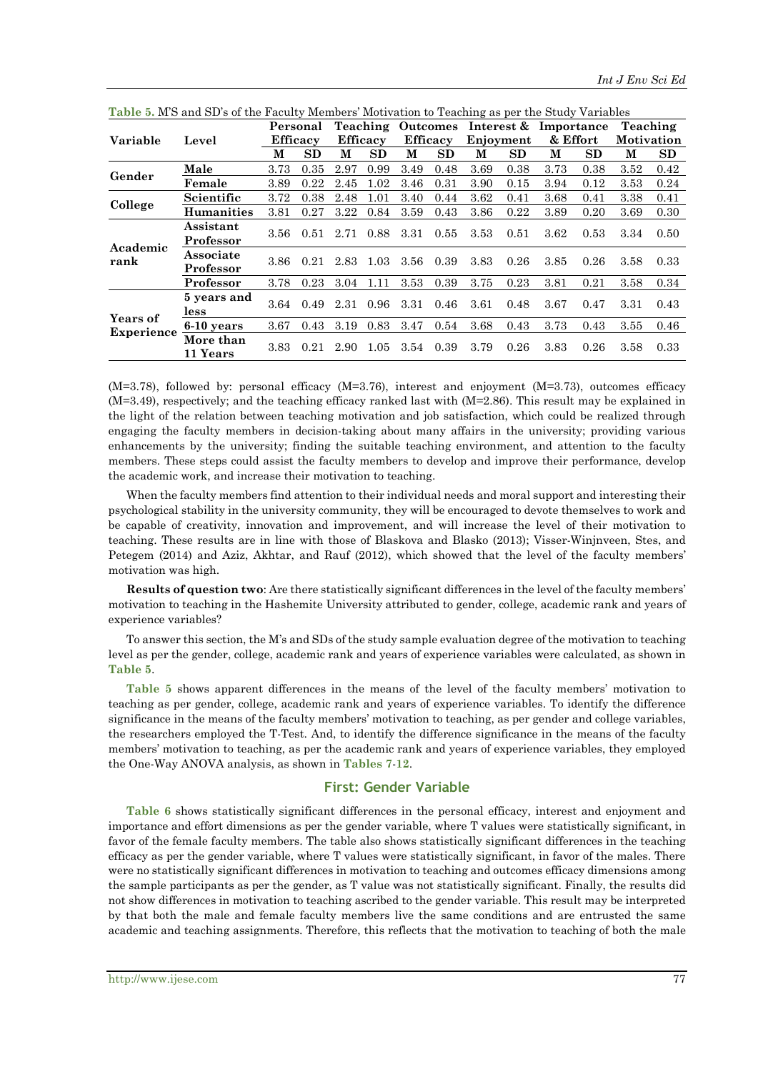**Table 5.** M'S and SD's of the Faculty Members' Motivation to Teaching as per the Study Variables

| Variable | Level | Personal Efficacy | | Teaching Efficacy | | Outcomes Efficacy | | Interest & Enjoyment | | Importance & Effort | | Teaching Motivation | |
|---|---|---|---|---|---|---|---|---|---|---|---|---|---|
| | | M | SD | M | SD | M | SD | M | SD | M | SD | M | SD |
| Gender | Male | 3.73 | 0.35 | 2.97 | 0.99 | 3.49 | 0.48 | 3.69 | 0.38 | 3.73 | 0.38 | 3.52 | 0.42 |
| | Female | 3.89 | 0.22 | 2.45 | 1.02 | 3.46 | 0.31 | 3.90 | 0.15 | 3.94 | 0.12 | 3.53 | 0.24 |
| College | Scientific | 3.72 | 0.38 | 2.48 | 1.01 | 3.40 | 0.44 | 3.62 | 0.41 | 3.68 | 0.41 | 3.38 | 0.41 |
| | Humanities | 3.81 | 0.27 | 3.22 | 0.84 | 3.59 | 0.43 | 3.86 | 0.22 | 3.89 | 0.20 | 3.69 | 0.30 |
| Academic rank | Assistant Professor | 3.56 | 0.51 | 2.71 | 0.88 | 3.31 | 0.55 | 3.53 | 0.51 | 3.62 | 0.53 | 3.34 | 0.50 |
| | Associate Professor | 3.86 | 0.21 | 2.83 | 1.03 | 3.56 | 0.39 | 3.83 | 0.26 | 3.85 | 0.26 | 3.58 | 0.33 |
| | Professor | 3.78 | 0.23 | 3.04 | 1.11 | 3.53 | 0.39 | 3.75 | 0.23 | 3.81 | 0.21 | 3.58 | 0.34 |
| Years of Experience | 5 years and less | 3.64 | 0.49 | 2.31 | 0.96 | 3.31 | 0.46 | 3.61 | 0.48 | 3.67 | 0.47 | 3.31 | 0.43 |
| | 6-10 years | 3.67 | 0.43 | 3.19 | 0.83 | 3.47 | 0.54 | 3.68 | 0.43 | 3.73 | 0.43 | 3.55 | 0.46 |
| | More than 11 Years | 3.83 | 0.21 | 2.90 | 1.05 | 3.54 | 0.39 | 3.79 | 0.26 | 3.83 | 0.26 | 3.58 | 0.33 |

(M=3.78), followed by: personal efficacy (M=3.76), interest and enjoyment (M=3.73), outcomes efficacy (M=3.49), respectively; and the teaching efficacy ranked last with (M=2.86). This result may be explained in the light of the relation between teaching motivation and job satisfaction, which could be realized through engaging the faculty members in decision-taking about many affairs in the university; providing various enhancements by the university; finding the suitable teaching environment, and attention to the faculty members. These steps could assist the faculty members to develop and improve their performance, develop the academic work, and increase their motivation to teaching.

When the faculty members find attention to their individual needs and moral support and interesting their psychological stability in the university community, they will be encouraged to devote themselves to work and be capable of creativity, innovation and improvement, and will increase the level of their motivation to teaching. These results are in line with those of Blaskova and Blasko (2013); Visser-Winjnveen, Stes, and Petegem (2014) and Aziz, Akhtar, and Rauf (2012), which showed that the level of the faculty members' motivation was high.

**Results of question two**: Are there statistically significant differences in the level of the faculty members' motivation to teaching in the Hashemite University attributed to gender, college, academic rank and years of experience variables?

To answer this section, the M's and SDs of the study sample evaluation degree of the motivation to teaching level as per the gender, college, academic rank and years of experience variables were calculated, as shown in **Table 5**.

**Table 5** shows apparent differences in the means of the level of the faculty members' motivation to teaching as per gender, college, academic rank and years of experience variables. To identify the difference significance in the means of the faculty members' motivation to teaching, as per gender and college variables, the researchers employed the T-Test. And, to identify the difference significance in the means of the faculty members' motivation to teaching, as per the academic rank and years of experience variables, they employed the One-Way ANOVA analysis, as shown in **Tables 7-12**.

## First: Gender Variable

**Table 6** shows statistically significant differences in the personal efficacy, interest and enjoyment and importance and effort dimensions as per the gender variable, where T values were statistically significant, in favor of the female faculty members. The table also shows statistically significant differences in the teaching efficacy as per the gender variable, where T values were statistically significant, in favor of the males. There were no statistically significant differences in motivation to teaching and outcomes efficacy dimensions among the sample participants as per the gender, as T value was not statistically significant. Finally, the results did not show differences in motivation to teaching ascribed to the gender variable. This result may be interpreted by that both the male and female faculty members live the same conditions and are entrusted the same academic and teaching assignments. Therefore, this reflects that the motivation to teaching of both the male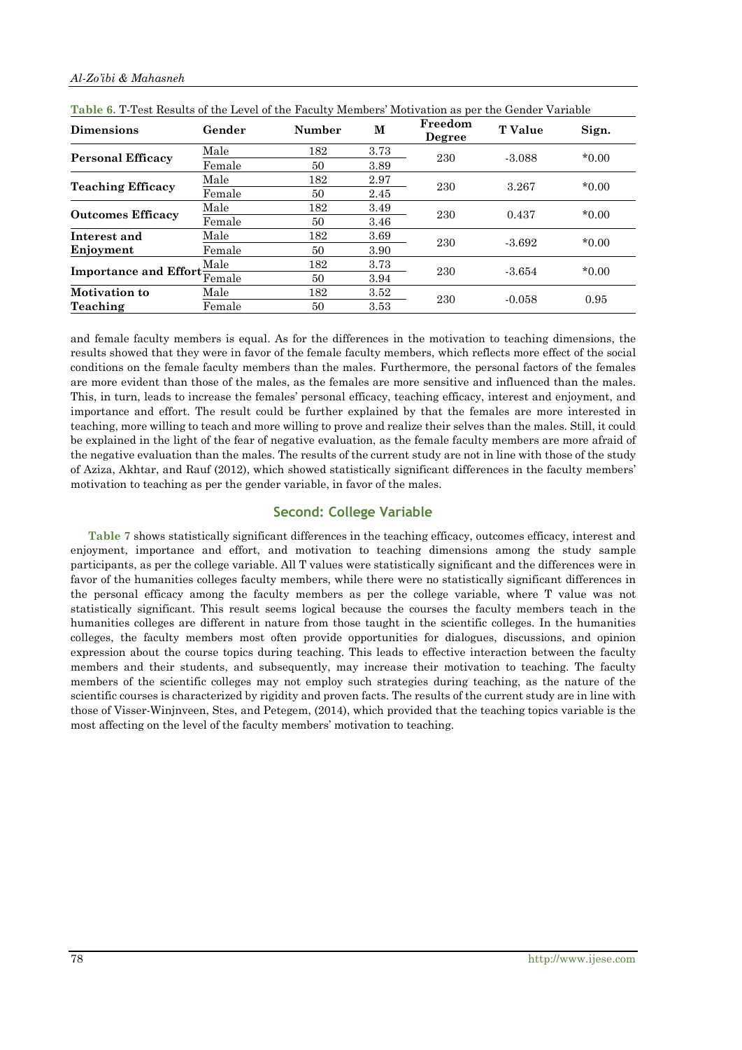**Table 6.** T-Test Results of the Level of the Faculty Members' Motivation as per the Gender Variable

| Dimensions | Gender | Number | M | Freedom Degree | T Value | Sign. |
|---|---|---|---|---|---|---|
| **Personal Efficacy** | Male | 182 | 3.73 | 230 | -3.088 | *0.00 |
| | Female | 50 | 3.89 | | | |
| **Teaching Efficacy** | Male | 182 | 2.97 | 230 | 3.267 | *0.00 |
| | Female | 50 | 2.45 | | | |
| **Outcomes Efficacy** | Male | 182 | 3.49 | 230 | 0.437 | *0.00 |
| | Female | 50 | 3.46 | | | |
| **Interest and Enjoyment** | Male | 182 | 3.69 | 230 | -3.692 | *0.00 |
| | Female | 50 | 3.90 | | | |
| **Importance and Effort** | Male | 182 | 3.73 | 230 | -3.654 | *0.00 |
| | Female | 50 | 3.94 | | | |
| **Motivation to Teaching** | Male | 182 | 3.52 | 230 | -0.058 | 0.95 |
| | Female | 50 | 3.53 | | | |

and female faculty members is equal. As for the differences in the motivation to teaching dimensions, the results showed that they were in favor of the female faculty members, which reflects more effect of the social conditions on the female faculty members than the males. Furthermore, the personal factors of the females are more evident than those of the males, as the females are more sensitive and influenced than the males. This, in turn, leads to increase the females' personal efficacy, teaching efficacy, interest and enjoyment, and importance and effort. The result could be further explained by that the females are more interested in teaching, more willing to teach and more willing to prove and realize their selves than the males. Still, it could be explained in the light of the fear of negative evaluation, as the female faculty members are more afraid of the negative evaluation than the males. The results of the current study are not in line with those of the study of Aziza, Akhtar, and Rauf (2012), which showed statistically significant differences in the faculty members' motivation to teaching as per the gender variable, in favor of the males.

## Second: College Variable

**Table 7** shows statistically significant differences in the teaching efficacy, outcomes efficacy, interest and enjoyment, importance and effort, and motivation to teaching dimensions among the study sample participants, as per the college variable. All T values were statistically significant and the differences were in favor of the humanities colleges faculty members, while there were no statistically significant differences in the personal efficacy among the faculty members as per the college variable, where T value was not statistically significant. This result seems logical because the courses the faculty members teach in the humanities colleges are different in nature from those taught in the scientific colleges. In the humanities colleges, the faculty members most often provide opportunities for dialogues, discussions, and opinion expression about the course topics during teaching. This leads to effective interaction between the faculty members and their students, and subsequently, may increase their motivation to teaching. The faculty members of the scientific colleges may not employ such strategies during teaching, as the nature of the scientific courses is characterized by rigidity and proven facts. The results of the current study are in line with those of Visser-Winjnveen, Stes, and Petegem, (2014), which provided that the teaching topics variable is the most affecting on the level of the faculty members' motivation to teaching.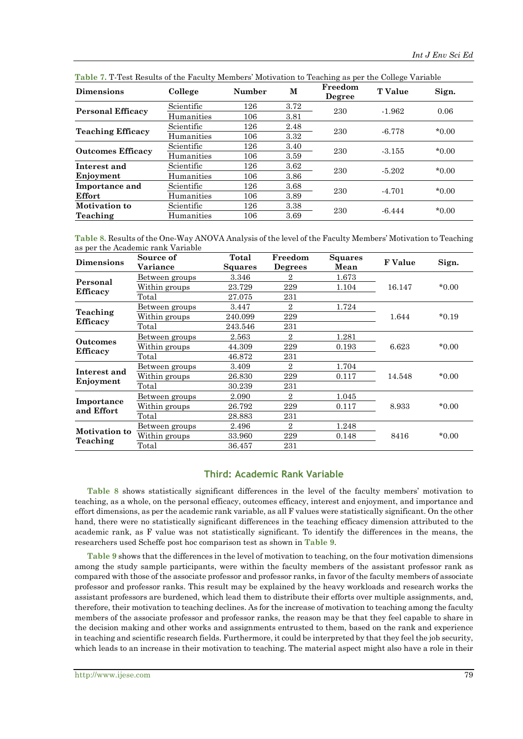**Table 7.** T-Test Results of the Faculty Members' Motivation to Teaching as per the College Variable

| Dimensions | College | Number | M | Freedom Degree | T Value | Sign. |
|---|---|---|---|---|---|---|
| **Personal Efficacy** | Scientific | 126 | 3.72 | 230 | -1.962 | 0.06 |
| | Humanities | 106 | 3.81 | | | |
| **Teaching Efficacy** | Scientific | 126 | 2.48 | 230 | -6.778 | *0.00 |
| | Humanities | 106 | 3.32 | | | |
| **Outcomes Efficacy** | Scientific | 126 | 3.40 | 230 | -3.155 | *0.00 |
| | Humanities | 106 | 3.59 | | | |
| **Interest and Enjoyment** | Scientific | 126 | 3.62 | 230 | -5.202 | *0.00 |
| | Humanities | 106 | 3.86 | | | |
| **Importance and Effort** | Scientific | 126 | 3.68 | 230 | -4.701 | *0.00 |
| | Humanities | 106 | 3.89 | | | |
| **Motivation to Teaching** | Scientific | 126 | 3.38 | 230 | -6.444 | *0.00 |
| | Humanities | 106 | 3.69 | | | |

**Table 8.** Results of the One-Way ANOVA Analysis of the level of the Faculty Members' Motivation to Teaching as per the Academic rank Variable

| Dimensions | Source of Variance | Total Squares | Freedom Degrees | Squares Mean | F Value | Sign. |
|---|---|---|---|---|---|---|
| **Personal Efficacy** | Between groups | 3.346 | 2 | 1.673 | 16.147 | *0.00 |
| | Within groups | 23.729 | 229 | 1.104 | | |
| | Total | 27.075 | 231 | | | |
| **Teaching Efficacy** | Between groups | 3.447 | 2 | 1.724 | 1.644 | *0.19 |
| | Within groups | 240.099 | 229 | | | |
| | Total | 243.546 | 231 | | | |
| **Outcomes Efficacy** | Between groups | 2.563 | 2 | 1.281 | 6.623 | *0.00 |
| | Within groups | 44.309 | 229 | 0.193 | | |
| | Total | 46.872 | 231 | | | |
| **Interest and Enjoyment** | Between groups | 3.409 | 2 | 1.704 | 14.548 | *0.00 |
| | Within groups | 26.830 | 229 | 0.117 | | |
| | Total | 30.239 | 231 | | | |
| **Importance and Effort** | Between groups | 2.090 | 2 | 1.045 | 8.933 | *0.00 |
| | Within groups | 26.792 | 229 | 0.117 | | |
| | Total | 28.883 | 231 | | | |
| **Motivation to Teaching** | Between groups | 2.496 | 2 | 1.248 | 8416 | *0.00 |
| | Within groups | 33.960 | 229 | 0.148 | | |
| | Total | 36.457 | 231 | | | |

## Third: Academic Rank Variable

**Table 8** shows statistically significant differences in the level of the faculty members' motivation to teaching, as a whole, on the personal efficacy, outcomes efficacy, interest and enjoyment, and importance and effort dimensions, as per the academic rank variable, as all F values were statistically significant. On the other hand, there were no statistically significant differences in the teaching efficacy dimension attributed to the academic rank, as F value was not statistically significant. To identify the differences in the means, the researchers used Scheffe post hoc comparison test as shown in **Table 9**.

**Table 9** shows that the differences in the level of motivation to teaching, on the four motivation dimensions among the study sample participants, were within the faculty members of the assistant professor rank as compared with those of the associate professor and professor ranks, in favor of the faculty members of associate professor and professor ranks. This result may be explained by the heavy workloads and research works the assistant professors are burdened, which lead them to distribute their efforts over multiple assignments, and, therefore, their motivation to teaching declines. As for the increase of motivation to teaching among the faculty members of the associate professor and professor ranks, the reason may be that they feel capable to share in the decision making and other works and assignments entrusted to them, based on the rank and experience in teaching and scientific research fields. Furthermore, it could be interpreted by that they feel the job security, which leads to an increase in their motivation to teaching. The material aspect might also have a role in their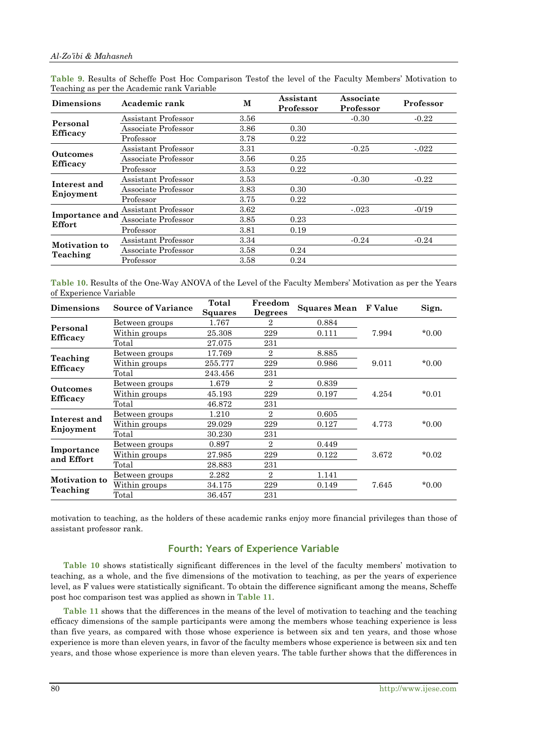**Table 9.** Results of Scheffe Post Hoc Comparison Testof the level of the Faculty Members' Motivation to Teaching as per the Academic rank Variable

| Dimensions | Academic rank | M | Assistant Professor | Associate Professor | Professor |
|---|---|---|---|---|---|
| Personal Efficacy | Assistant Professor | 3.56 | | -0.30 | -0.22 |
| | Associate Professor | 3.86 | 0.30 | | |
| | Professor | 3.78 | 0.22 | | |
| Outcomes Efficacy | Assistant Professor | 3.31 | | -0.25 | -.022 |
| | Associate Professor | 3.56 | 0.25 | | |
| | Professor | 3.53 | 0.22 | | |
| Interest and Enjoyment | Assistant Professor | 3.53 | | -0.30 | -0.22 |
| | Associate Professor | 3.83 | 0.30 | | |
| | Professor | 3.75 | 0.22 | | |
| Importance and Effort | Assistant Professor | 3.62 | | -.023 | -0/19 |
| | Associate Professor | 3.85 | 0.23 | | |
| | Professor | 3.81 | 0.19 | | |
| Motivation to Teaching | Assistant Professor | 3.34 | | -0.24 | -0.24 |
| | Associate Professor | 3.58 | 0.24 | | |
| | Professor | 3.58 | 0.24 | | |

**Table 10.** Results of the One-Way ANOVA of the Level of the Faculty Members' Motivation as per the Years of Experience Variable

| Dimensions | Source of Variance | Total Squares | Freedom Degrees | Squares Mean | F Value | Sign. |
|---|---|---|---|---|---|---|
| Personal Efficacy | Between groups | 1.767 | 2 | 0.884 | 7.994 | *0.00 |
| | Within groups | 25.308 | 229 | 0.111 | | |
| | Total | 27.075 | 231 | | | |
| Teaching Efficacy | Between groups | 17.769 | 2 | 8.885 | 9.011 | *0.00 |
| | Within groups | 255.777 | 229 | 0.986 | | |
| | Total | 243.456 | 231 | | | |
| Outcomes Efficacy | Between groups | 1.679 | 2 | 0.839 | 4.254 | *0.01 |
| | Within groups | 45.193 | 229 | 0.197 | | |
| | Total | 46.872 | 231 | | | |
| Interest and Enjoyment | Between groups | 1.210 | 2 | 0.605 | 4.773 | *0.00 |
| | Within groups | 29.029 | 229 | 0.127 | | |
| | Total | 30.230 | 231 | | | |
| Importance and Effort | Between groups | 0.897 | 2 | 0.449 | 3.672 | *0.02 |
| | Within groups | 27.985 | 229 | 0.122 | | |
| | Total | 28.883 | 231 | | | |
| Motivation to Teaching | Between groups | 2.282 | 2 | 1.141 | 7.645 | *0.00 |
| | Within groups | 34.175 | 229 | 0.149 | | |
| | Total | 36.457 | 231 | | | |

motivation to teaching, as the holders of these academic ranks enjoy more financial privileges than those of assistant professor rank.

## Fourth: Years of Experience Variable

**Table 10** shows statistically significant differences in the level of the faculty members' motivation to teaching, as a whole, and the five dimensions of the motivation to teaching, as per the years of experience level, as F values were statistically significant. To obtain the difference significant among the means, Scheffe post hoc comparison test was applied as shown in **Table 11**.

**Table 11** shows that the differences in the means of the level of motivation to teaching and the teaching efficacy dimensions of the sample participants were among the members whose teaching experience is less than five years, as compared with those whose experience is between six and ten years, and those whose experience is more than eleven years, in favor of the faculty members whose experience is between six and ten years, and those whose experience is more than eleven years. The table further shows that the differences in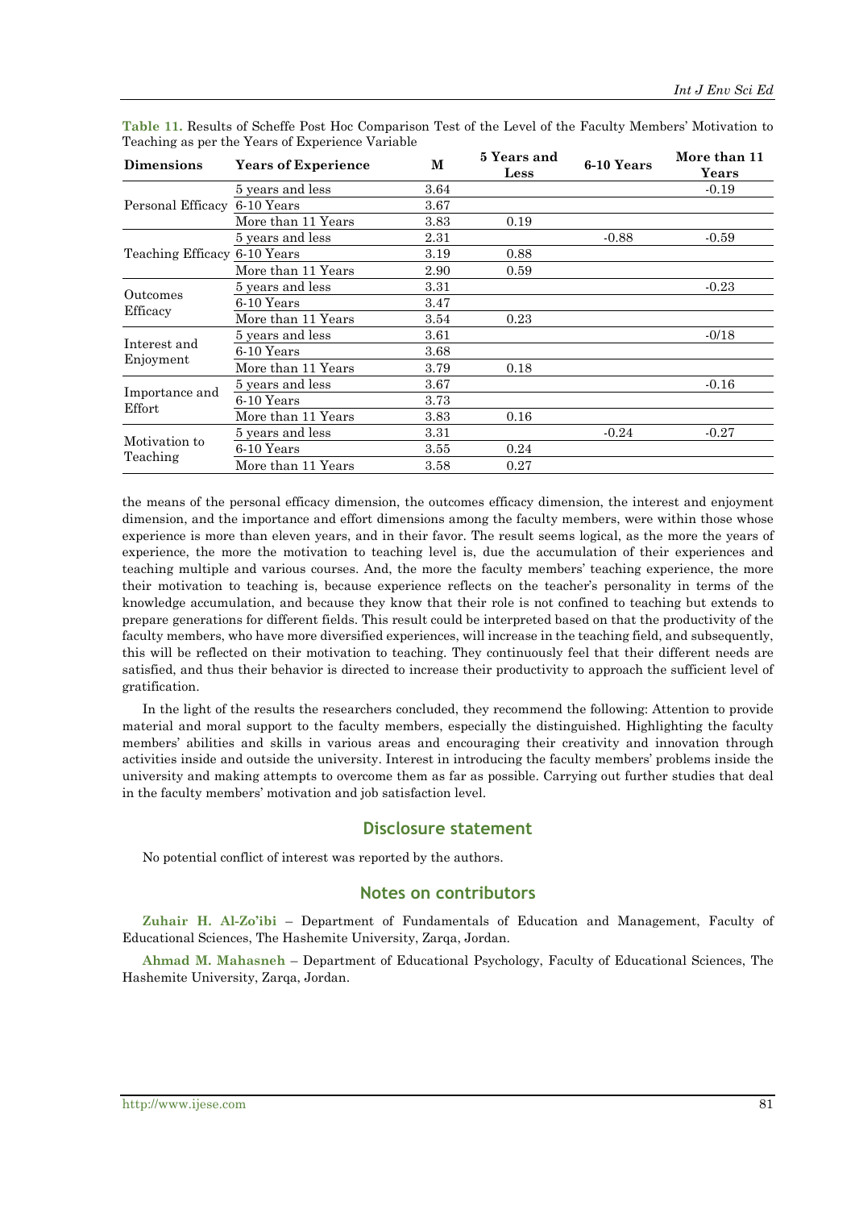**Table 11.** Results of Scheffe Post Hoc Comparison Test of the Level of the Faculty Members' Motivation to Teaching as per the Years of Experience Variable

| Dimensions | Years of Experience | M | 5 Years and Less | 6-10 Years | More than 11 Years |
|---|---|---|---|---|---|
| Personal Efficacy | 5 years and less | 3.64 | | | -0.19 |
| | 6-10 Years | 3.67 | | | |
| | More than 11 Years | 3.83 | 0.19 | | |
| Teaching Efficacy | 5 years and less | 2.31 | | -0.88 | -0.59 |
| | 6-10 Years | 3.19 | 0.88 | | |
| | More than 11 Years | 2.90 | 0.59 | | |
| Outcomes Efficacy | 5 years and less | 3.31 | | | -0.23 |
| | 6-10 Years | 3.47 | | | |
| | More than 11 Years | 3.54 | 0.23 | | |
| Interest and Enjoyment | 5 years and less | 3.61 | | | -0/18 |
| | 6-10 Years | 3.68 | | | |
| | More than 11 Years | 3.79 | 0.18 | | |
| Importance and Effort | 5 years and less | 3.67 | | | -0.16 |
| | 6-10 Years | 3.73 | | | |
| | More than 11 Years | 3.83 | 0.16 | | |
| Motivation to Teaching | 5 years and less | 3.31 | | -0.24 | -0.27 |
| | 6-10 Years | 3.55 | 0.24 | | |
| | More than 11 Years | 3.58 | 0.27 | | |

the means of the personal efficacy dimension, the outcomes efficacy dimension, the interest and enjoyment dimension, and the importance and effort dimensions among the faculty members, were within those whose experience is more than eleven years, and in their favor. The result seems logical, as the more the years of experience, the more the motivation to teaching level is, due the accumulation of their experiences and teaching multiple and various courses. And, the more the faculty members' teaching experience, the more their motivation to teaching is, because experience reflects on the teacher's personality in terms of the knowledge accumulation, and because they know that their role is not confined to teaching but extends to prepare generations for different fields. This result could be interpreted based on that the productivity of the faculty members, who have more diversified experiences, will increase in the teaching field, and subsequently, this will be reflected on their motivation to teaching. They continuously feel that their different needs are satisfied, and thus their behavior is directed to increase their productivity to approach the sufficient level of gratification.

In the light of the results the researchers concluded, they recommend the following: Attention to provide material and moral support to the faculty members, especially the distinguished. Highlighting the faculty members' abilities and skills in various areas and encouraging their creativity and innovation through activities inside and outside the university. Interest in introducing the faculty members' problems inside the university and making attempts to overcome them as far as possible. Carrying out further studies that deal in the faculty members' motivation and job satisfaction level.

## Disclosure statement

No potential conflict of interest was reported by the authors.

## Notes on contributors

**Zuhair H. Al-Zo'ibi** – Department of Fundamentals of Education and Management, Faculty of Educational Sciences, The Hashemite University, Zarqa, Jordan.

**Ahmad M. Mahasneh** – Department of Educational Psychology, Faculty of Educational Sciences, The Hashemite University, Zarqa, Jordan.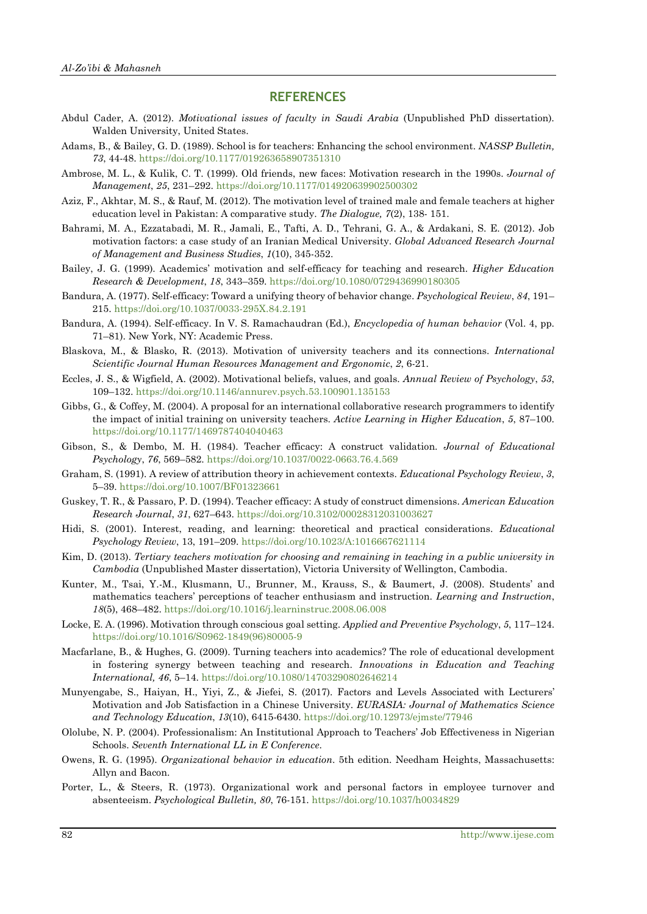## REFERENCES

Abdul Cader, A. (2012). *Motivational issues of faculty in Saudi Arabia* (Unpublished PhD dissertation). Walden University, United States.

Adams, B., & Bailey, G. D. (1989). School is for teachers: Enhancing the school environment. *NASSP Bulletin, 73*, 44-48. https://doi.org/10.1177/019263658907351310

Ambrose, M. L., & Kulik, C. T. (1999). Old friends, new faces: Motivation research in the 1990s. *Journal of Management*, *25*, 231–292. https://doi.org/10.1177/014920639902500302

Aziz, F., Akhtar, M. S., & Rauf, M. (2012). The motivation level of trained male and female teachers at higher education level in Pakistan: A comparative study. *The Dialogue, 7*(2), 138- 151.

Bahrami, M. A., Ezzatabadi, M. R., Jamali, E., Tafti, A. D., Tehrani, G. A., & Ardakani, S. E. (2012). Job motivation factors: a case study of an Iranian Medical University. *Global Advanced Research Journal of Management and Business Studies*, *1*(10), 345-352.

Bailey, J. G. (1999). Academics' motivation and self-efficacy for teaching and research. *Higher Education Research & Development*, *18*, 343–359. https://doi.org/10.1080/0729436990180305

Bandura, A. (1977). Self-efficacy: Toward a unifying theory of behavior change. *Psychological Review*, *84*, 191–215. https://doi.org/10.1037/0033-295X.84.2.191

Bandura, A. (1994). Self-efficacy. In V. S. Ramachaudran (Ed.), *Encyclopedia of human behavior* (Vol. 4, pp. 71–81). New York, NY: Academic Press.

Blaskova, M., & Blasko, R. (2013). Motivation of university teachers and its connections. *International Scientific Journal Human Resources Management and Ergonomic*, *2*, 6-21.

Eccles, J. S., & Wigfield, A. (2002). Motivational beliefs, values, and goals. *Annual Review of Psychology*, *53*, 109–132. https://doi.org/10.1146/annurev.psych.53.100901.135153

Gibbs, G., & Coffey, M. (2004). A proposal for an international collaborative research programmers to identify the impact of initial training on university teachers. *Active Learning in Higher Education*, *5*, 87–100. https://doi.org/10.1177/1469787404040463

Gibson, S., & Dembo, M. H. (1984). Teacher efficacy: A construct validation. *Journal of Educational Psychology*, *76*, 569–582. https://doi.org/10.1037/0022-0663.76.4.569

Graham, S. (1991). A review of attribution theory in achievement contexts. *Educational Psychology Review*, *3*, 5–39. https://doi.org/10.1007/BF01323661

Guskey, T. R., & Passaro, P. D. (1994). Teacher efficacy: A study of construct dimensions. *American Education Research Journal*, *31*, 627–643. https://doi.org/10.3102/00028312031003627

Hidi, S. (2001). Interest, reading, and learning: theoretical and practical considerations. *Educational Psychology Review*, 13, 191–209. https://doi.org/10.1023/A:1016667621114

Kim, D. (2013). *Tertiary teachers motivation for choosing and remaining in teaching in a public university in Cambodia* (Unpublished Master dissertation), Victoria University of Wellington, Cambodia.

Kunter, M., Tsai, Y.-M., Klusmann, U., Brunner, M., Krauss, S., & Baumert, J. (2008). Students' and mathematics teachers' perceptions of teacher enthusiasm and instruction. *Learning and Instruction*, *18*(5), 468–482. https://doi.org/10.1016/j.learninstruc.2008.06.008

Locke, E. A. (1996). Motivation through conscious goal setting. *Applied and Preventive Psychology*, *5*, 117–124. https://doi.org/10.1016/S0962-1849(96)80005-9

Macfarlane, B., & Hughes, G. (2009). Turning teachers into academics? The role of educational development in fostering synergy between teaching and research. *Innovations in Education and Teaching International, 46*, 5–14. https://doi.org/10.1080/14703290802646214

Munyengabe, S., Haiyan, H., Yiyi, Z., & Jiefei, S. (2017). Factors and Levels Associated with Lecturers' Motivation and Job Satisfaction in a Chinese University. *EURASIA: Journal of Mathematics Science and Technology Education*, *13*(10), 6415-6430. https://doi.org/10.12973/ejmste/77946

Ololube, N. P. (2004). Professionalism: An Institutional Approach to Teachers' Job Effectiveness in Nigerian Schools. *Seventh International LL in E Conference*.

Owens, R. G. (1995). *Organizational behavior in education*. 5th edition. Needham Heights, Massachusetts: Allyn and Bacon.

Porter, L., & Steers, R. (1973). Organizational work and personal factors in employee turnover and absenteeism. *Psychological Bulletin, 80*, 76-151. https://doi.org/10.1037/h0034829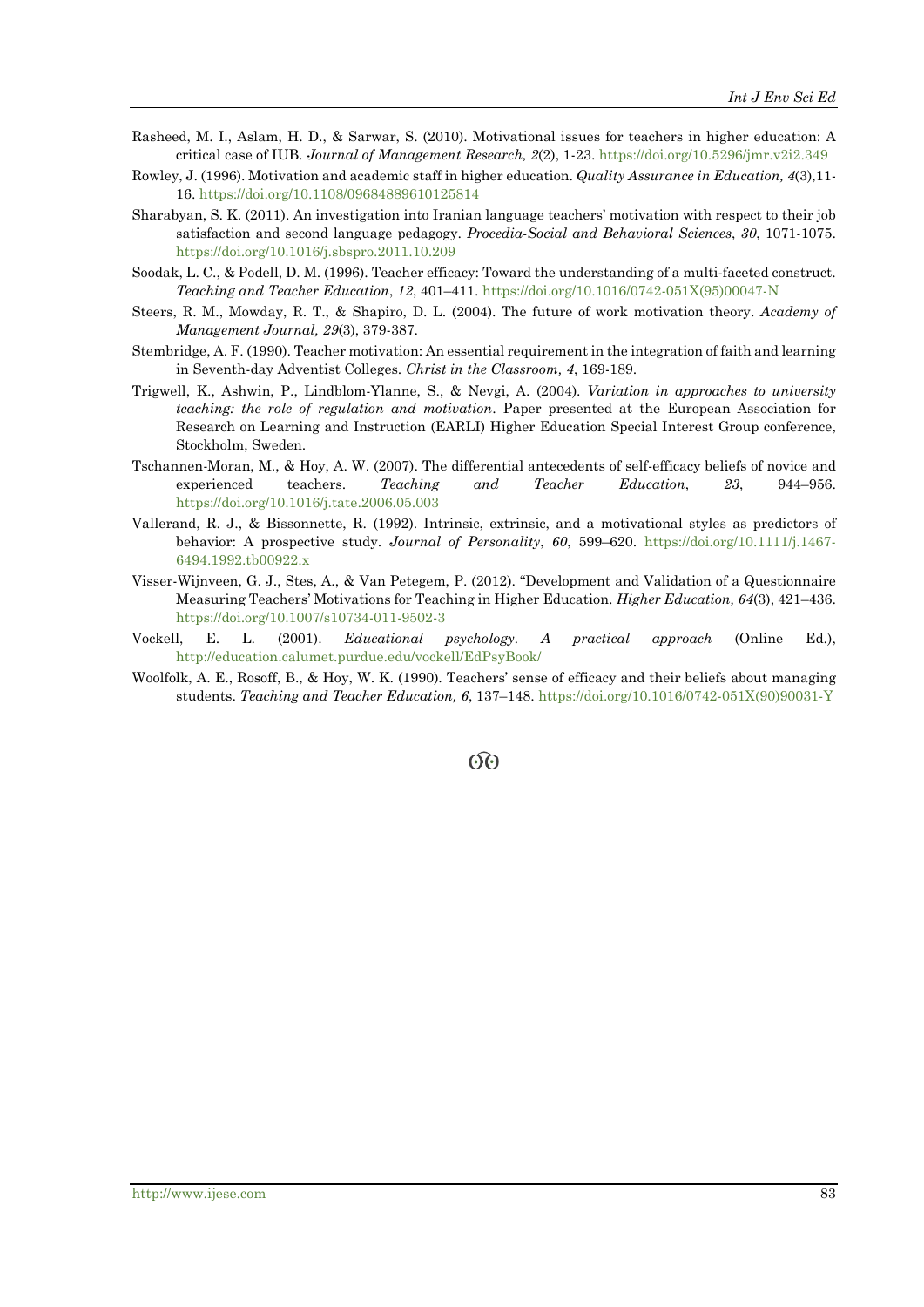Rasheed, M. I., Aslam, H. D., & Sarwar, S. (2010). Motivational issues for teachers in higher education: A critical case of IUB. *Journal of Management Research, 2*(2), 1-23. https://doi.org/10.5296/jmr.v2i2.349

Rowley, J. (1996). Motivation and academic staff in higher education. *Quality Assurance in Education, 4*(3),11-16. https://doi.org/10.1108/09684889610125814

Sharabyan, S. K. (2011). An investigation into Iranian language teachers' motivation with respect to their job satisfaction and second language pedagogy. *Procedia-Social and Behavioral Sciences*, *30*, 1071-1075. https://doi.org/10.1016/j.sbspro.2011.10.209

Soodak, L. C., & Podell, D. M. (1996). Teacher efficacy: Toward the understanding of a multi-faceted construct. *Teaching and Teacher Education*, *12*, 401–411. https://doi.org/10.1016/0742-051X(95)00047-N

Steers, R. M., Mowday, R. T., & Shapiro, D. L. (2004). The future of work motivation theory. *Academy of Management Journal, 29*(3), 379-387.

Stembridge, A. F. (1990). Teacher motivation: An essential requirement in the integration of faith and learning in Seventh-day Adventist Colleges. *Christ in the Classroom, 4*, 169-189.

Trigwell, K., Ashwin, P., Lindblom-Ylanne, S., & Nevgi, A. (2004). *Variation in approaches to university teaching: the role of regulation and motivation*. Paper presented at the European Association for Research on Learning and Instruction (EARLI) Higher Education Special Interest Group conference, Stockholm, Sweden.

Tschannen-Moran, M., & Hoy, A. W. (2007). The differential antecedents of self-efficacy beliefs of novice and experienced teachers. *Teaching and Teacher Education*, *23*, 944–956. https://doi.org/10.1016/j.tate.2006.05.003

Vallerand, R. J., & Bissonnette, R. (1992). Intrinsic, extrinsic, and a motivational styles as predictors of behavior: A prospective study. *Journal of Personality*, *60*, 599–620. https://doi.org/10.1111/j.1467-6494.1992.tb00922.x

Visser-Wijnveen, G. J., Stes, A., & Van Petegem, P. (2012). "Development and Validation of a Questionnaire Measuring Teachers' Motivations for Teaching in Higher Education. *Higher Education, 64*(3), 421–436. https://doi.org/10.1007/s10734-011-9502-3

Vockell, E. L. (2001). *Educational psychology. A practical approach* (Online Ed.), http://education.calumet.purdue.edu/vockell/EdPsyBook/

Woolfolk, A. E., Rosoff, B., & Hoy, W. K. (1990). Teachers' sense of efficacy and their beliefs about managing students. *Teaching and Teacher Education, 6*, 137–148. https://doi.org/10.1016/0742-051X(90)90031-Y